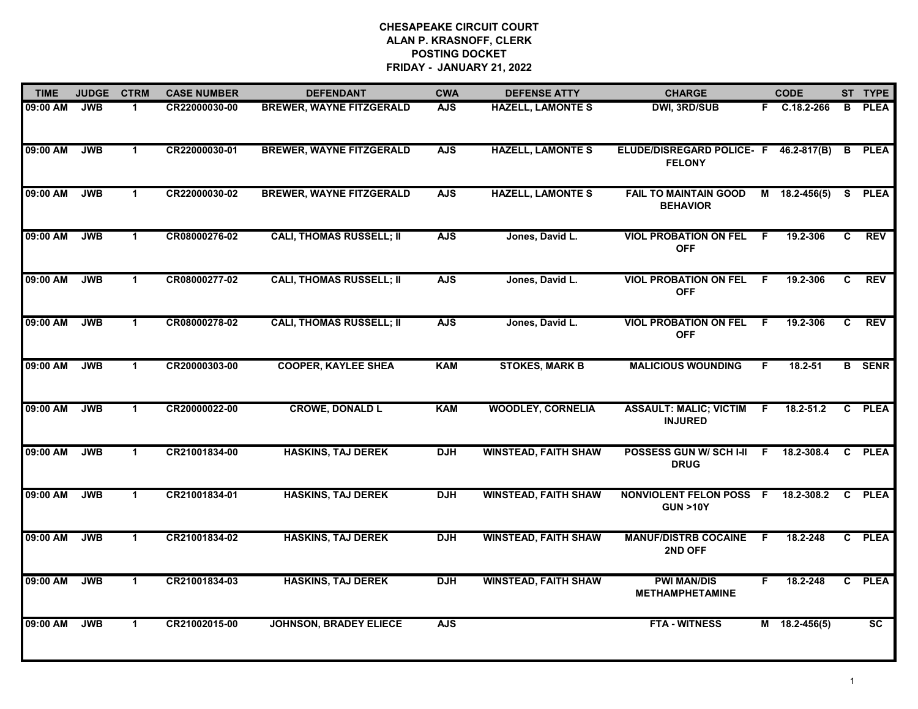**CHESAPEAKE CIRCUIT COURT**
**ALAN P. KRASNOFF, CLERK**
**POSTING DOCKET**
**FRIDAY - JANUARY 21, 2022**

| TIME | JUDGE | CTRM | CASE NUMBER | DEFENDANT | CWA | DEFENSE ATTY | CHARGE | | CODE | ST | TYPE |
|---|---|---|---|---|---|---|---|---|---|---|---|
| 09:00 AM | JWB | 1 | CR22000030-00 | BREWER, WAYNE FITZGERALD | AJS | HAZELL, LAMONTE S | DWI, 3RD/SUB | F | C.18.2-266 | B | PLEA |
| 09:00 AM | JWB | 1 | CR22000030-01 | BREWER, WAYNE FITZGERALD | AJS | HAZELL, LAMONTE S | ELUDE/DISREGARD POLICE-FELONY | F | 46.2-817(B) | B | PLEA |
| 09:00 AM | JWB | 1 | CR22000030-02 | BREWER, WAYNE FITZGERALD | AJS | HAZELL, LAMONTE S | FAIL TO MAINTAIN GOOD BEHAVIOR | M | 18.2-456(5) | S | PLEA |
| 09:00 AM | JWB | 1 | CR08000276-02 | CALI, THOMAS RUSSELL; II | AJS | Jones, David L. | VIOL PROBATION ON FEL OFF | F | 19.2-306 | C | REV |
| 09:00 AM | JWB | 1 | CR08000277-02 | CALI, THOMAS RUSSELL; II | AJS | Jones, David L. | VIOL PROBATION ON FEL OFF | F | 19.2-306 | C | REV |
| 09:00 AM | JWB | 1 | CR08000278-02 | CALI, THOMAS RUSSELL; II | AJS | Jones, David L. | VIOL PROBATION ON FEL OFF | F | 19.2-306 | C | REV |
| 09:00 AM | JWB | 1 | CR20000303-00 | COOPER, KAYLEE SHEA | KAM | STOKES, MARK B | MALICIOUS WOUNDING | F | 18.2-51 | B | SENR |
| 09:00 AM | JWB | 1 | CR20000022-00 | CROWE, DONALD L | KAM | WOODLEY, CORNELIA | ASSAULT: MALIC; VICTIM INJURED | F | 18.2-51.2 | C | PLEA |
| 09:00 AM | JWB | 1 | CR21001834-00 | HASKINS, TAJ DEREK | DJH | WINSTEAD, FAITH SHAW | POSSESS GUN W/ SCH I-II DRUG | F | 18.2-308.4 | C | PLEA |
| 09:00 AM | JWB | 1 | CR21001834-01 | HASKINS, TAJ DEREK | DJH | WINSTEAD, FAITH SHAW | NONVIOLENT FELON POSS GUN >10Y | F | 18.2-308.2 | C | PLEA |
| 09:00 AM | JWB | 1 | CR21001834-02 | HASKINS, TAJ DEREK | DJH | WINSTEAD, FAITH SHAW | MANUF/DISTRB COCAINE 2ND OFF | F | 18.2-248 | C | PLEA |
| 09:00 AM | JWB | 1 | CR21001834-03 | HASKINS, TAJ DEREK | DJH | WINSTEAD, FAITH SHAW | PWI MAN/DIS METHAMPHETAMINE | F | 18.2-248 | C | PLEA |
| 09:00 AM | JWB | 1 | CR21002015-00 | JOHNSON, BRADEY ELIECE | AJS | | FTA - WITNESS | M | 18.2-456(5) | | SC |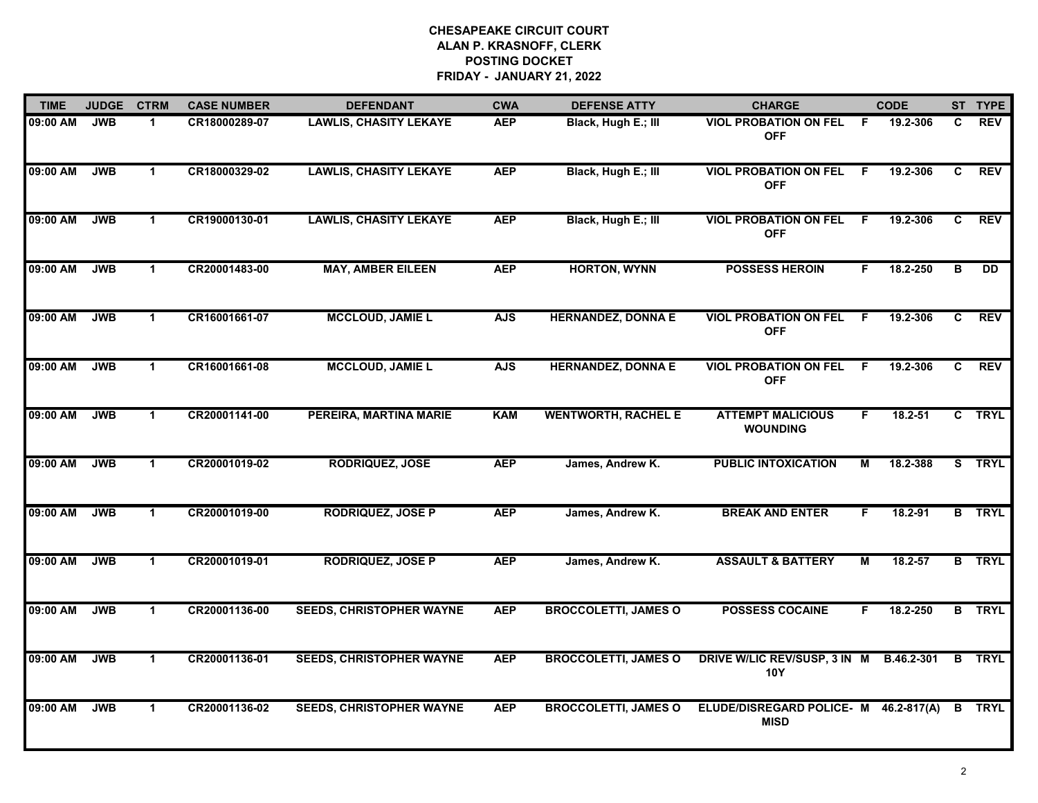# CHESAPEAKE CIRCUIT COURT
## ALAN P. KRASNOFF, CLERK
## POSTING DOCKET
## FRIDAY - JANUARY 21, 2022

| TIME | JUDGE | CTRM | CASE NUMBER | DEFENDANT | CWA | DEFENSE ATTY | CHARGE | | CODE | ST | TYPE |
|---|---|---|---|---|---|---|---|---|---|---|---|
| 09:00 AM | JWB | 1 | CR18000289-07 | LAWLIS, CHASITY LEKAYE | AEP | Black, Hugh E.; III | VIOL PROBATION ON FEL OFF | F | 19.2-306 | C | REV |
| 09:00 AM | JWB | 1 | CR18000329-02 | LAWLIS, CHASITY LEKAYE | AEP | Black, Hugh E.; III | VIOL PROBATION ON FEL OFF | F | 19.2-306 | C | REV |
| 09:00 AM | JWB | 1 | CR19000130-01 | LAWLIS, CHASITY LEKAYE | AEP | Black, Hugh E.; III | VIOL PROBATION ON FEL OFF | F | 19.2-306 | C | REV |
| 09:00 AM | JWB | 1 | CR20001483-00 | MAY, AMBER EILEEN | AEP | HORTON, WYNN | POSSESS HEROIN | F | 18.2-250 | B | DD |
| 09:00 AM | JWB | 1 | CR16001661-07 | MCCLOUD, JAMIE L | AJS | HERNANDEZ, DONNA E | VIOL PROBATION ON FEL OFF | F | 19.2-306 | C | REV |
| 09:00 AM | JWB | 1 | CR16001661-08 | MCCLOUD, JAMIE L | AJS | HERNANDEZ, DONNA E | VIOL PROBATION ON FEL OFF | F | 19.2-306 | C | REV |
| 09:00 AM | JWB | 1 | CR20001141-00 | PEREIRA, MARTINA MARIE | KAM | WENTWORTH, RACHEL E | ATTEMPT MALICIOUS WOUNDING | F | 18.2-51 | C | TRYL |
| 09:00 AM | JWB | 1 | CR20001019-02 | RODRIQUEZ, JOSE | AEP | James, Andrew K. | PUBLIC INTOXICATION | M | 18.2-388 | S | TRYL |
| 09:00 AM | JWB | 1 | CR20001019-00 | RODRIQUEZ, JOSE P | AEP | James, Andrew K. | BREAK AND ENTER | F | 18.2-91 | B | TRYL |
| 09:00 AM | JWB | 1 | CR20001019-01 | RODRIQUEZ, JOSE P | AEP | James, Andrew K. | ASSAULT & BATTERY | M | 18.2-57 | B | TRYL |
| 09:00 AM | JWB | 1 | CR20001136-00 | SEEDS, CHRISTOPHER WAYNE | AEP | BROCCOLETTI, JAMES O | POSSESS COCAINE | F | 18.2-250 | B | TRYL |
| 09:00 AM | JWB | 1 | CR20001136-01 | SEEDS, CHRISTOPHER WAYNE | AEP | BROCCOLETTI, JAMES O | DRIVE W/LIC REV/SUSP, 3 IN 10Y | M | B.46.2-301 | B | TRYL |
| 09:00 AM | JWB | 1 | CR20001136-02 | SEEDS, CHRISTOPHER WAYNE | AEP | BROCCOLETTI, JAMES O | ELUDE/DISREGARD POLICE- MISD | M | 46.2-817(A) | B | TRYL |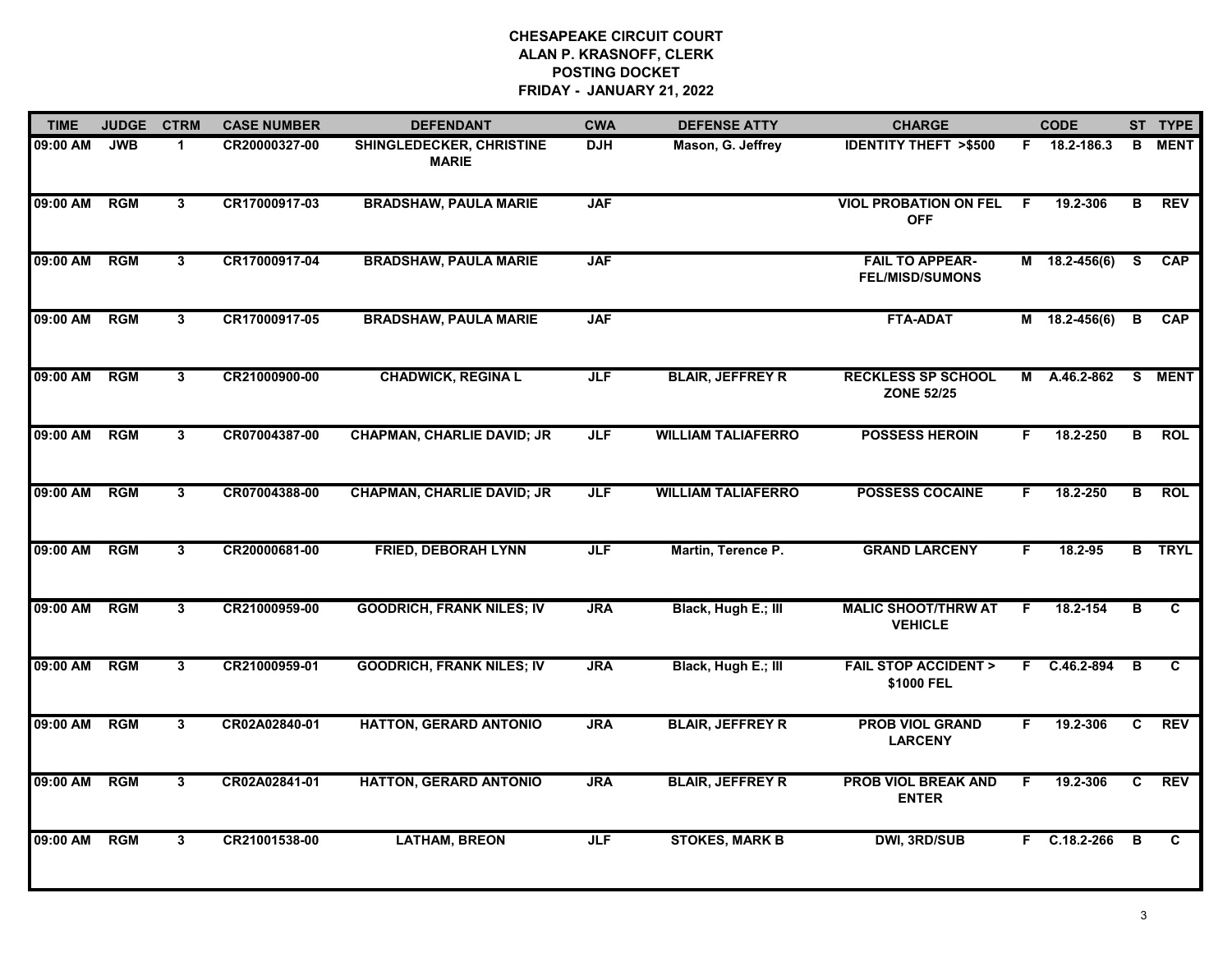# CHESAPEAKE CIRCUIT COURT
## ALAN P. KRASNOFF, CLERK
## POSTING DOCKET
## FRIDAY - JANUARY 21, 2022

| TIME | JUDGE | CTRM | CASE NUMBER | DEFENDANT | CWA | DEFENSE ATTY | CHARGE | | CODE | ST | TYPE |
|---|---|---|---|---|---|---|---|---|---|---|---|
| 09:00 AM | JWB | 1 | CR20000327-00 | SHINGLEDECKER, CHRISTINE MARIE | DJH | Mason, G. Jeffrey | IDENTITY THEFT >$500 | F | 18.2-186.3 | B | MENT |
| 09:00 AM | RGM | 3 | CR17000917-03 | BRADSHAW, PAULA MARIE | JAF | | VIOL PROBATION ON FEL OFF | F | 19.2-306 | B | REV |
| 09:00 AM | RGM | 3 | CR17000917-04 | BRADSHAW, PAULA MARIE | JAF | | FAIL TO APPEAR-FEL/MISD/SUMONS | M | 18.2-456(6) | S | CAP |
| 09:00 AM | RGM | 3 | CR17000917-05 | BRADSHAW, PAULA MARIE | JAF | | FTA-ADAT | M | 18.2-456(6) | B | CAP |
| 09:00 AM | RGM | 3 | CR21000900-00 | CHADWICK, REGINA L | JLF | BLAIR, JEFFREY R | RECKLESS SP SCHOOL ZONE 52/25 | M | A.46.2-862 | S | MENT |
| 09:00 AM | RGM | 3 | CR07004387-00 | CHAPMAN, CHARLIE DAVID; JR | JLF | WILLIAM TALIAFERRO | POSSESS HEROIN | F | 18.2-250 | B | ROL |
| 09:00 AM | RGM | 3 | CR07004388-00 | CHAPMAN, CHARLIE DAVID; JR | JLF | WILLIAM TALIAFERRO | POSSESS COCAINE | F | 18.2-250 | B | ROL |
| 09:00 AM | RGM | 3 | CR20000681-00 | FRIED, DEBORAH LYNN | JLF | Martin, Terence P. | GRAND LARCENY | F | 18.2-95 | B | TRYL |
| 09:00 AM | RGM | 3 | CR21000959-00 | GOODRICH, FRANK NILES; IV | JRA | Black, Hugh E.; III | MALIC SHOOT/THRW AT VEHICLE | F | 18.2-154 | B | C |
| 09:00 AM | RGM | 3 | CR21000959-01 | GOODRICH, FRANK NILES; IV | JRA | Black, Hugh E.; III | FAIL STOP ACCIDENT > $1000 FEL | F | C.46.2-894 | B | C |
| 09:00 AM | RGM | 3 | CR02A02840-01 | HATTON, GERARD ANTONIO | JRA | BLAIR, JEFFREY R | PROB VIOL GRAND LARCENY | F | 19.2-306 | C | REV |
| 09:00 AM | RGM | 3 | CR02A02841-01 | HATTON, GERARD ANTONIO | JRA | BLAIR, JEFFREY R | PROB VIOL BREAK AND ENTER | F | 19.2-306 | C | REV |
| 09:00 AM | RGM | 3 | CR21001538-00 | LATHAM, BREON | JLF | STOKES, MARK B | DWI, 3RD/SUB | F | C.18.2-266 | B | C |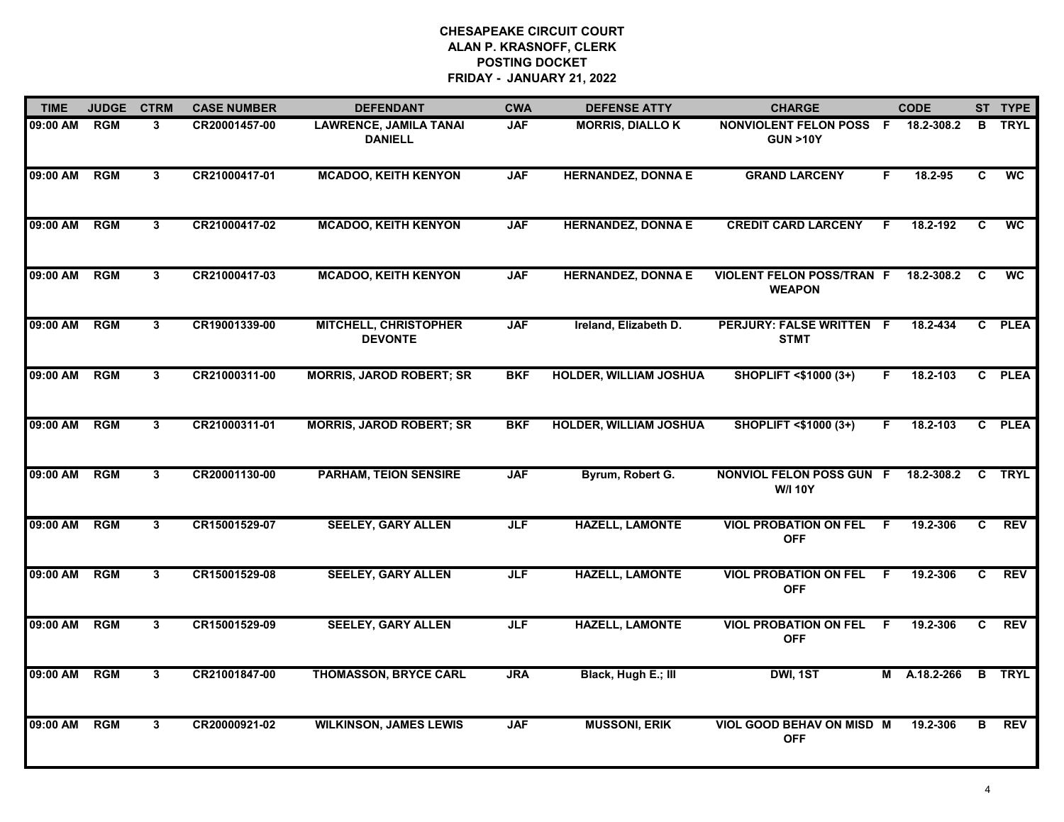# CHESAPEAKE CIRCUIT COURT
## ALAN P. KRASNOFF, CLERK
## POSTING DOCKET
## FRIDAY - JANUARY 21, 2022

| TIME | JUDGE | CTRM | CASE NUMBER | DEFENDANT | CWA | DEFENSE ATTY | CHARGE | | CODE | ST | TYPE |
|---|---|---|---|---|---|---|---|---|---|---|---|
| 09:00 AM | RGM | 3 | CR20001457-00 | LAWRENCE, JAMILA TANAI DANIELL | JAF | MORRIS, DIALLO K | NONVIOLENT FELON POSS GUN >10Y | F | 18.2-308.2 | B | TRYL |
| 09:00 AM | RGM | 3 | CR21000417-01 | MCADOO, KEITH KENYON | JAF | HERNANDEZ, DONNA E | GRAND LARCENY | F | 18.2-95 | C | WC |
| 09:00 AM | RGM | 3 | CR21000417-02 | MCADOO, KEITH KENYON | JAF | HERNANDEZ, DONNA E | CREDIT CARD LARCENY | F | 18.2-192 | C | WC |
| 09:00 AM | RGM | 3 | CR21000417-03 | MCADOO, KEITH KENYON | JAF | HERNANDEZ, DONNA E | VIOLENT FELON POSS/TRAN WEAPON | F | 18.2-308.2 | C | WC |
| 09:00 AM | RGM | 3 | CR19001339-00 | MITCHELL, CHRISTOPHER DEVONTE | JAF | Ireland, Elizabeth D. | PERJURY: FALSE WRITTEN STMT | F | 18.2-434 | C | PLEA |
| 09:00 AM | RGM | 3 | CR21000311-00 | MORRIS, JAROD ROBERT; SR | BKF | HOLDER, WILLIAM JOSHUA | SHOPLIFT <$1000 (3+) | F | 18.2-103 | C | PLEA |
| 09:00 AM | RGM | 3 | CR21000311-01 | MORRIS, JAROD ROBERT; SR | BKF | HOLDER, WILLIAM JOSHUA | SHOPLIFT <$1000 (3+) | F | 18.2-103 | C | PLEA |
| 09:00 AM | RGM | 3 | CR20001130-00 | PARHAM, TEION SENSIRE | JAF | Byrum, Robert G. | NONVIOL FELON POSS GUN W/I 10Y | F | 18.2-308.2 | C | TRYL |
| 09:00 AM | RGM | 3 | CR15001529-07 | SEELEY, GARY ALLEN | JLF | HAZELL, LAMONTE | VIOL PROBATION ON FEL OFF | F | 19.2-306 | C | REV |
| 09:00 AM | RGM | 3 | CR15001529-08 | SEELEY, GARY ALLEN | JLF | HAZELL, LAMONTE | VIOL PROBATION ON FEL OFF | F | 19.2-306 | C | REV |
| 09:00 AM | RGM | 3 | CR15001529-09 | SEELEY, GARY ALLEN | JLF | HAZELL, LAMONTE | VIOL PROBATION ON FEL OFF | F | 19.2-306 | C | REV |
| 09:00 AM | RGM | 3 | CR21001847-00 | THOMASSON, BRYCE CARL | JRA | Black, Hugh E.; III | DWI, 1ST | M | A.18.2-266 | B | TRYL |
| 09:00 AM | RGM | 3 | CR20000921-02 | WILKINSON, JAMES LEWIS | JAF | MUSSONI, ERIK | VIOL GOOD BEHAV ON MISD OFF | M | 19.2-306 | B | REV |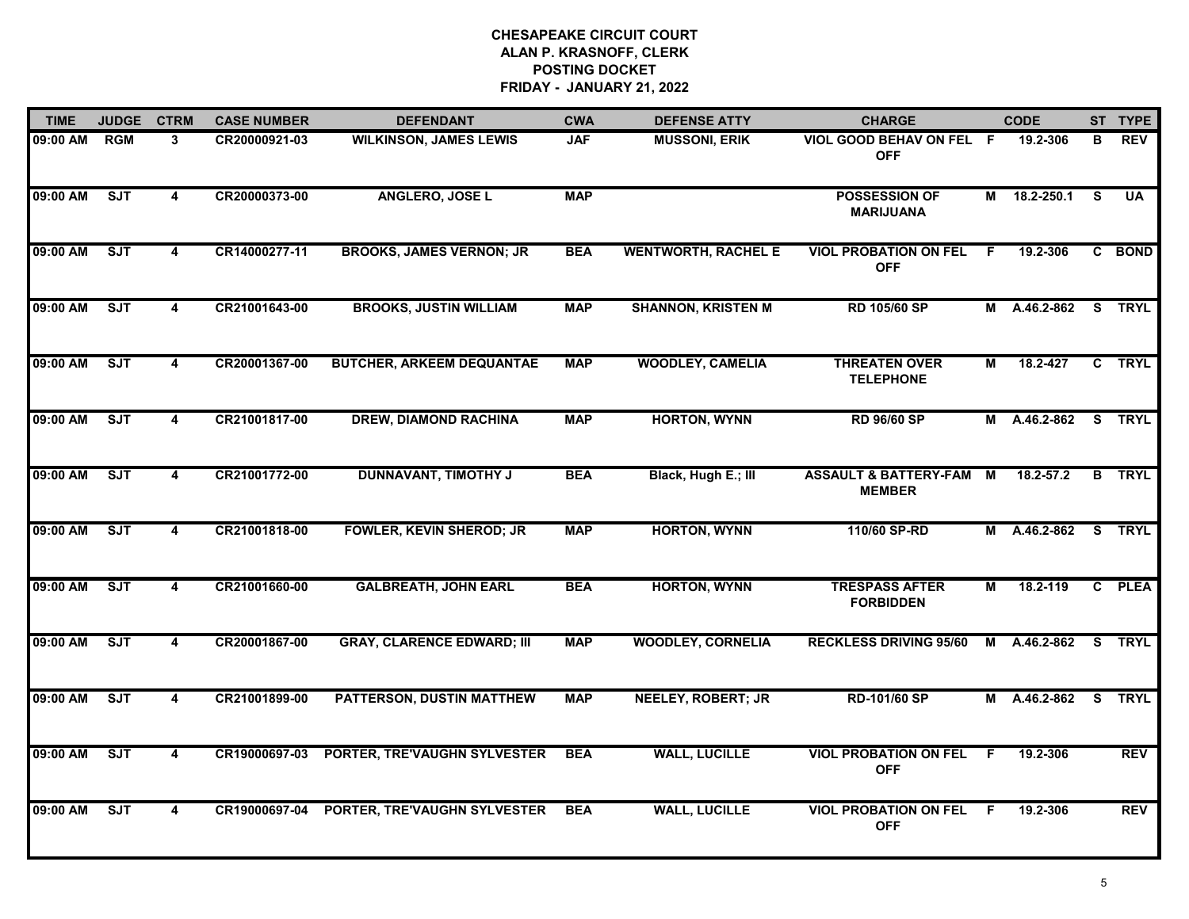# CHESAPEAKE CIRCUIT COURT
## ALAN P. KRASNOFF, CLERK
## POSTING DOCKET
## FRIDAY - JANUARY 21, 2022

| TIME | JUDGE | CTRM | CASE NUMBER | DEFENDANT | CWA | DEFENSE ATTY | CHARGE | | CODE | ST | TYPE |
|---|---|---|---|---|---|---|---|---|---|---|---|
| 09:00 AM | RGM | 3 | CR20000921-03 | WILKINSON, JAMES LEWIS | JAF | MUSSONI, ERIK | VIOL GOOD BEHAV ON FEL OFF | F | 19.2-306 | B | REV |
| 09:00 AM | SJT | 4 | CR20000373-00 | ANGLERO, JOSE L | MAP | | POSSESSION OF MARIJUANA | M | 18.2-250.1 | S | UA |
| 09:00 AM | SJT | 4 | CR14000277-11 | BROOKS, JAMES VERNON; JR | BEA | WENTWORTH, RACHEL E | VIOL PROBATION ON FEL OFF | F | 19.2-306 | C | BOND |
| 09:00 AM | SJT | 4 | CR21001643-00 | BROOKS, JUSTIN WILLIAM | MAP | SHANNON, KRISTEN M | RD 105/60 SP | M | A.46.2-862 | S | TRYL |
| 09:00 AM | SJT | 4 | CR20001367-00 | BUTCHER, ARKEEM DEQUANTAE | MAP | WOODLEY, CAMELIA | THREATEN OVER TELEPHONE | M | 18.2-427 | C | TRYL |
| 09:00 AM | SJT | 4 | CR21001817-00 | DREW, DIAMOND RACHINA | MAP | HORTON, WYNN | RD 96/60 SP | M | A.46.2-862 | S | TRYL |
| 09:00 AM | SJT | 4 | CR21001772-00 | DUNNAVANT, TIMOTHY J | BEA | Black, Hugh E.; III | ASSAULT & BATTERY-FAM MEMBER | M | 18.2-57.2 | B | TRYL |
| 09:00 AM | SJT | 4 | CR21001818-00 | FOWLER, KEVIN SHEROD; JR | MAP | HORTON, WYNN | 110/60 SP-RD | M | A.46.2-862 | S | TRYL |
| 09:00 AM | SJT | 4 | CR21001660-00 | GALBREATH, JOHN EARL | BEA | HORTON, WYNN | TRESPASS AFTER FORBIDDEN | M | 18.2-119 | C | PLEA |
| 09:00 AM | SJT | 4 | CR20001867-00 | GRAY, CLARENCE EDWARD; III | MAP | WOODLEY, CORNELIA | RECKLESS DRIVING 95/60 | M | A.46.2-862 | S | TRYL |
| 09:00 AM | SJT | 4 | CR21001899-00 | PATTERSON, DUSTIN MATTHEW | MAP | NEELEY, ROBERT; JR | RD-101/60 SP | M | A.46.2-862 | S | TRYL |
| 09:00 AM | SJT | 4 | CR19000697-03 | PORTER, TRE'VAUGHN SYLVESTER | BEA | WALL, LUCILLE | VIOL PROBATION ON FEL OFF | F | 19.2-306 | | REV |
| 09:00 AM | SJT | 4 | CR19000697-04 | PORTER, TRE'VAUGHN SYLVESTER | BEA | WALL, LUCILLE | VIOL PROBATION ON FEL OFF | F | 19.2-306 | | REV |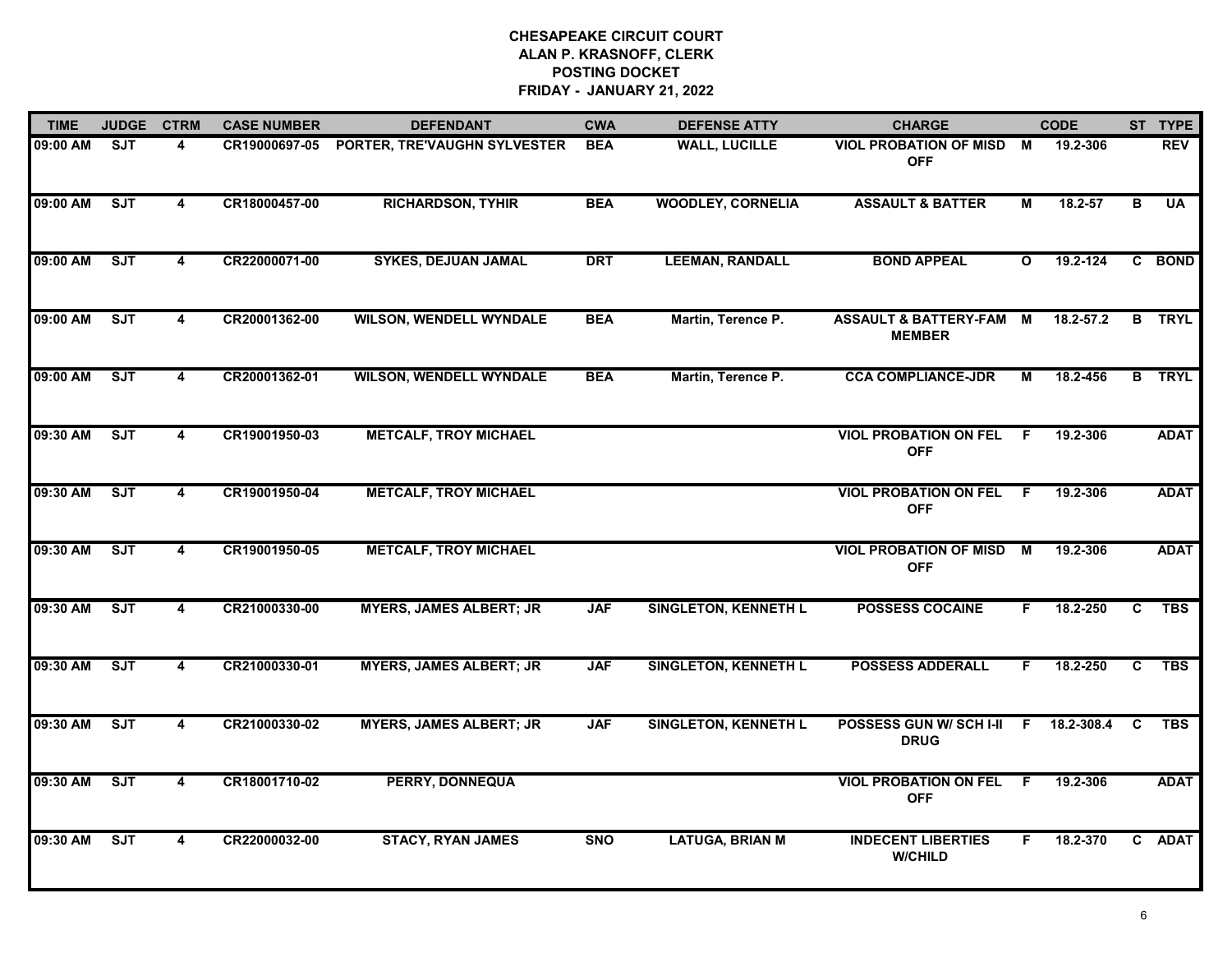**CHESAPEAKE CIRCUIT COURT**
**ALAN P. KRASNOFF, CLERK**
**POSTING DOCKET**
**FRIDAY - JANUARY 21, 2022**

| TIME | JUDGE | CTRM | CASE NUMBER | DEFENDANT | CWA | DEFENSE ATTY | CHARGE | | CODE | ST | TYPE |
|---|---|---|---|---|---|---|---|---|---|---|---|
| 09:00 AM | SJT | 4 | CR19000697-05 | PORTER, TRE'VAUGHN SYLVESTER | BEA | WALL, LUCILLE | VIOL PROBATION OF MISD OFF | M | 19.2-306 | | REV |
| 09:00 AM | SJT | 4 | CR18000457-00 | RICHARDSON, TYHIR | BEA | WOODLEY, CORNELIA | ASSAULT & BATTER | M | 18.2-57 | B | UA |
| 09:00 AM | SJT | 4 | CR22000071-00 | SYKES, DEJUAN JAMAL | DRT | LEEMAN, RANDALL | BOND APPEAL | O | 19.2-124 | C | BOND |
| 09:00 AM | SJT | 4 | CR20001362-00 | WILSON, WENDELL WYNDALE | BEA | Martin, Terence P. | ASSAULT & BATTERY-FAM MEMBER | M | 18.2-57.2 | B | TRYL |
| 09:00 AM | SJT | 4 | CR20001362-01 | WILSON, WENDELL WYNDALE | BEA | Martin, Terence P. | CCA COMPLIANCE-JDR | M | 18.2-456 | B | TRYL |
| 09:30 AM | SJT | 4 | CR19001950-03 | METCALF, TROY MICHAEL | | | VIOL PROBATION ON FEL OFF | F | 19.2-306 | | ADAT |
| 09:30 AM | SJT | 4 | CR19001950-04 | METCALF, TROY MICHAEL | | | VIOL PROBATION ON FEL OFF | F | 19.2-306 | | ADAT |
| 09:30 AM | SJT | 4 | CR19001950-05 | METCALF, TROY MICHAEL | | | VIOL PROBATION OF MISD OFF | M | 19.2-306 | | ADAT |
| 09:30 AM | SJT | 4 | CR21000330-00 | MYERS, JAMES ALBERT; JR | JAF | SINGLETON, KENNETH L | POSSESS COCAINE | F | 18.2-250 | C | TBS |
| 09:30 AM | SJT | 4 | CR21000330-01 | MYERS, JAMES ALBERT; JR | JAF | SINGLETON, KENNETH L | POSSESS ADDERALL | F | 18.2-250 | C | TBS |
| 09:30 AM | SJT | 4 | CR21000330-02 | MYERS, JAMES ALBERT; JR | JAF | SINGLETON, KENNETH L | POSSESS GUN W/ SCH I-II DRUG | F | 18.2-308.4 | C | TBS |
| 09:30 AM | SJT | 4 | CR18001710-02 | PERRY, DONNEQUA | | | VIOL PROBATION ON FEL OFF | F | 19.2-306 | | ADAT |
| 09:30 AM | SJT | 4 | CR22000032-00 | STACY, RYAN JAMES | SNO | LATUGA, BRIAN M | INDECENT LIBERTIES W/CHILD | F | 18.2-370 | C | ADAT |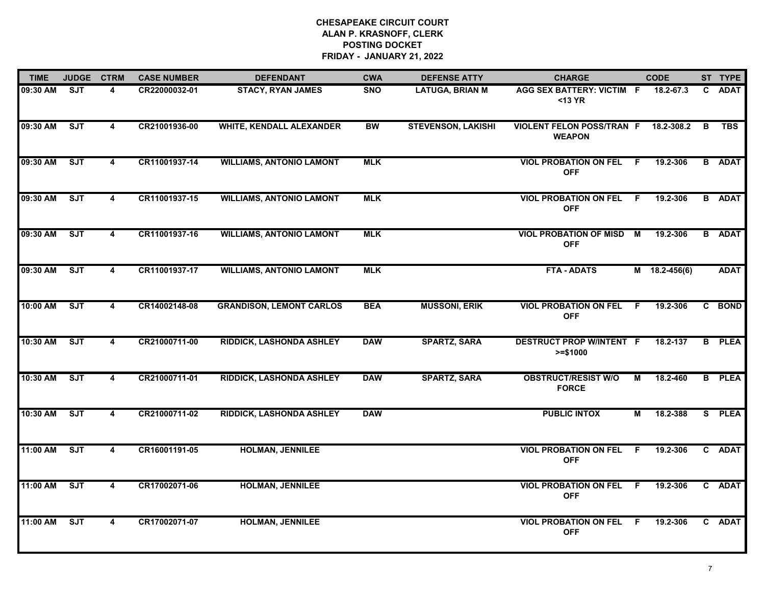**CHESAPEAKE CIRCUIT COURT**
**ALAN P. KRASNOFF, CLERK**
**POSTING DOCKET**
**FRIDAY - JANUARY 21, 2022**

| TIME | JUDGE | CTRM | CASE NUMBER | DEFENDANT | CWA | DEFENSE ATTY | CHARGE | | CODE | ST | TYPE |
|---|---|---|---|---|---|---|---|---|---|---|---|
| 09:30 AM | SJT | 4 | CR22000032-01 | STACY, RYAN JAMES | SNO | LATUGA, BRIAN M | AGG SEX BATTERY: VICTIM <13 YR | F | 18.2-67.3 | C | ADAT |
| 09:30 AM | SJT | 4 | CR21001936-00 | WHITE, KENDALL ALEXANDER | BW | STEVENSON, LAKISHI | VIOLENT FELON POSS/TRAN WEAPON | F | 18.2-308.2 | B | TBS |
| 09:30 AM | SJT | 4 | CR11001937-14 | WILLIAMS, ANTONIO LAMONT | MLK | | VIOL PROBATION ON FEL OFF | F | 19.2-306 | B | ADAT |
| 09:30 AM | SJT | 4 | CR11001937-15 | WILLIAMS, ANTONIO LAMONT | MLK | | VIOL PROBATION ON FEL OFF | F | 19.2-306 | B | ADAT |
| 09:30 AM | SJT | 4 | CR11001937-16 | WILLIAMS, ANTONIO LAMONT | MLK | | VIOL PROBATION OF MISD OFF | M | 19.2-306 | B | ADAT |
| 09:30 AM | SJT | 4 | CR11001937-17 | WILLIAMS, ANTONIO LAMONT | MLK | | FTA - ADATS | M | 18.2-456(6) | | ADAT |
| 10:00 AM | SJT | 4 | CR14002148-08 | GRANDISON, LEMONT CARLOS | BEA | MUSSONI, ERIK | VIOL PROBATION ON FEL OFF | F | 19.2-306 | C | BOND |
| 10:30 AM | SJT | 4 | CR21000711-00 | RIDDICK, LASHONDA ASHLEY | DAW | SPARTZ, SARA | DESTRUCT PROP W/INTENT >=$1000 | F | 18.2-137 | B | PLEA |
| 10:30 AM | SJT | 4 | CR21000711-01 | RIDDICK, LASHONDA ASHLEY | DAW | SPARTZ, SARA | OBSTRUCT/RESIST W/O FORCE | M | 18.2-460 | B | PLEA |
| 10:30 AM | SJT | 4 | CR21000711-02 | RIDDICK, LASHONDA ASHLEY | DAW | | PUBLIC INTOX | M | 18.2-388 | S | PLEA |
| 11:00 AM | SJT | 4 | CR16001191-05 | HOLMAN, JENNILEE | | | VIOL PROBATION ON FEL OFF | F | 19.2-306 | C | ADAT |
| 11:00 AM | SJT | 4 | CR17002071-06 | HOLMAN, JENNILEE | | | VIOL PROBATION ON FEL OFF | F | 19.2-306 | C | ADAT |
| 11:00 AM | SJT | 4 | CR17002071-07 | HOLMAN, JENNILEE | | | VIOL PROBATION ON FEL OFF | F | 19.2-306 | C | ADAT |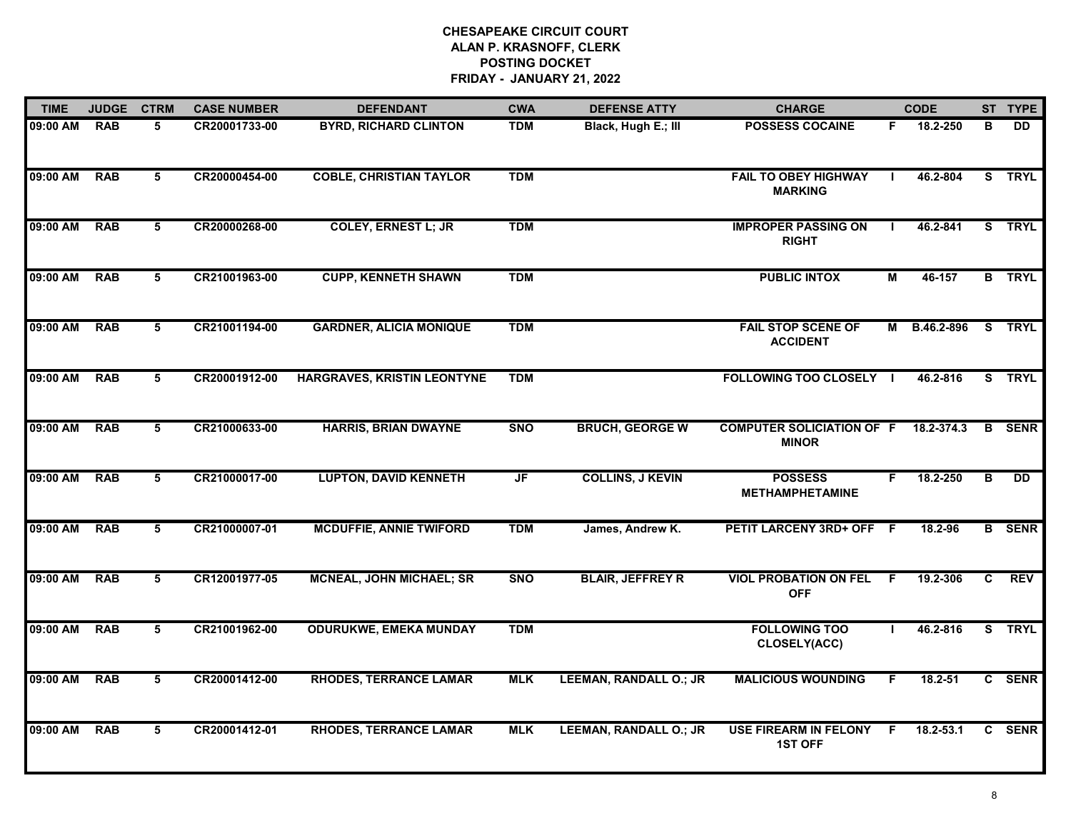**CHESAPEAKE CIRCUIT COURT**
**ALAN P. KRASNOFF, CLERK**
**POSTING DOCKET**
**FRIDAY - JANUARY 21, 2022**

| TIME | JUDGE | CTRM | CASE NUMBER | DEFENDANT | CWA | DEFENSE ATTY | CHARGE | | CODE | ST | TYPE |
|---|---|---|---|---|---|---|---|---|---|---|---|
| 09:00 AM | RAB | 5 | CR20001733-00 | BYRD, RICHARD CLINTON | TDM | Black, Hugh E.; III | POSSESS COCAINE | F | 18.2-250 | B | DD |
| 09:00 AM | RAB | 5 | CR20000454-00 | COBLE, CHRISTIAN TAYLOR | TDM | | FAIL TO OBEY HIGHWAY MARKING | I | 46.2-804 | S | TRYL |
| 09:00 AM | RAB | 5 | CR20000268-00 | COLEY, ERNEST L; JR | TDM | | IMPROPER PASSING ON RIGHT | I | 46.2-841 | S | TRYL |
| 09:00 AM | RAB | 5 | CR21001963-00 | CUPP, KENNETH SHAWN | TDM | | PUBLIC INTOX | M | 46-157 | B | TRYL |
| 09:00 AM | RAB | 5 | CR21001194-00 | GARDNER, ALICIA MONIQUE | TDM | | FAIL STOP SCENE OF ACCIDENT | M | B.46.2-896 | S | TRYL |
| 09:00 AM | RAB | 5 | CR20001912-00 | HARGRAVES, KRISTIN LEONTYNE | TDM | | FOLLOWING TOO CLOSELY | I | 46.2-816 | S | TRYL |
| 09:00 AM | RAB | 5 | CR21000633-00 | HARRIS, BRIAN DWAYNE | SNO | BRUCH, GEORGE W | COMPUTER SOLICIATION OF MINOR | F | 18.2-374.3 | B | SENR |
| 09:00 AM | RAB | 5 | CR21000017-00 | LUPTON, DAVID KENNETH | JF | COLLINS, J KEVIN | POSSESS METHAMPHETAMINE | F | 18.2-250 | B | DD |
| 09:00 AM | RAB | 5 | CR21000007-01 | MCDUFFIE, ANNIE TWIFORD | TDM | James, Andrew K. | PETIT LARCENY 3RD+ OFF | F | 18.2-96 | B | SENR |
| 09:00 AM | RAB | 5 | CR12001977-05 | MCNEAL, JOHN MICHAEL; SR | SNO | BLAIR, JEFFREY R | VIOL PROBATION ON FEL OFF | F | 19.2-306 | C | REV |
| 09:00 AM | RAB | 5 | CR21001962-00 | ODURUKWE, EMEKA MUNDAY | TDM | | FOLLOWING TOO CLOSELY(ACC) | I | 46.2-816 | S | TRYL |
| 09:00 AM | RAB | 5 | CR20001412-00 | RHODES, TERRANCE LAMAR | MLK | LEEMAN, RANDALL O.; JR | MALICIOUS WOUNDING | F | 18.2-51 | C | SENR |
| 09:00 AM | RAB | 5 | CR20001412-01 | RHODES, TERRANCE LAMAR | MLK | LEEMAN, RANDALL O.; JR | USE FIREARM IN FELONY 1ST OFF | F | 18.2-53.1 | C | SENR |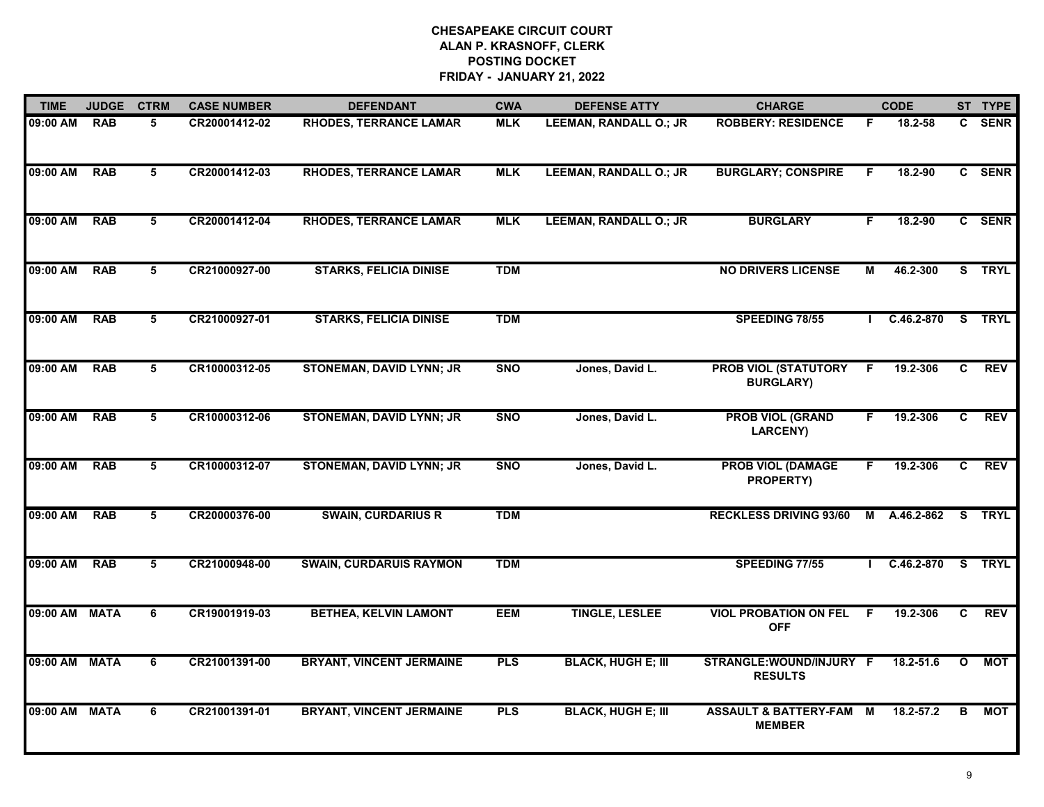# CHESAPEAKE CIRCUIT COURT
## ALAN P. KRASNOFF, CLERK
## POSTING DOCKET
## FRIDAY - JANUARY 21, 2022

| TIME | JUDGE | CTRM | CASE NUMBER | DEFENDANT | CWA | DEFENSE ATTY | CHARGE | | CODE | ST | TYPE |
|---|---|---|---|---|---|---|---|---|---|---|---|
| 09:00 AM | RAB | 5 | CR20001412-02 | RHODES, TERRANCE LAMAR | MLK | LEEMAN, RANDALL O.; JR | ROBBERY: RESIDENCE | F | 18.2-58 | C | SENR |
| 09:00 AM | RAB | 5 | CR20001412-03 | RHODES, TERRANCE LAMAR | MLK | LEEMAN, RANDALL O.; JR | BURGLARY; CONSPIRE | F | 18.2-90 | C | SENR |
| 09:00 AM | RAB | 5 | CR20001412-04 | RHODES, TERRANCE LAMAR | MLK | LEEMAN, RANDALL O.; JR | BURGLARY | F | 18.2-90 | C | SENR |
| 09:00 AM | RAB | 5 | CR21000927-00 | STARKS, FELICIA DINISE | TDM | | NO DRIVERS LICENSE | M | 46.2-300 | S | TRYL |
| 09:00 AM | RAB | 5 | CR21000927-01 | STARKS, FELICIA DINISE | TDM | | SPEEDING 78/55 | I | C.46.2-870 | S | TRYL |
| 09:00 AM | RAB | 5 | CR10000312-05 | STONEMAN, DAVID LYNN; JR | SNO | Jones, David L. | PROB VIOL (STATUTORY BURGLARY) | F | 19.2-306 | C | REV |
| 09:00 AM | RAB | 5 | CR10000312-06 | STONEMAN, DAVID LYNN; JR | SNO | Jones, David L. | PROB VIOL (GRAND LARCENY) | F | 19.2-306 | C | REV |
| 09:00 AM | RAB | 5 | CR10000312-07 | STONEMAN, DAVID LYNN; JR | SNO | Jones, David L. | PROB VIOL (DAMAGE PROPERTY) | F | 19.2-306 | C | REV |
| 09:00 AM | RAB | 5 | CR20000376-00 | SWAIN, CURDARIUS R | TDM | | RECKLESS DRIVING 93/60 | M | A.46.2-862 | S | TRYL |
| 09:00 AM | RAB | 5 | CR21000948-00 | SWAIN, CURDARUIS RAYMON | TDM | | SPEEDING 77/55 | I | C.46.2-870 | S | TRYL |
| 09:00 AM | MATA | 6 | CR19001919-03 | BETHEA, KELVIN LAMONT | EEM | TINGLE, LESLEE | VIOL PROBATION ON FEL OFF | F | 19.2-306 | C | REV |
| 09:00 AM | MATA | 6 | CR21001391-00 | BRYANT, VINCENT JERMAINE | PLS | BLACK, HUGH E; III | STRANGLE:WOUND/INJURY RESULTS | F | 18.2-51.6 | O | MOT |
| 09:00 AM | MATA | 6 | CR21001391-01 | BRYANT, VINCENT JERMAINE | PLS | BLACK, HUGH E; III | ASSAULT & BATTERY-FAM MEMBER | M | 18.2-57.2 | B | MOT |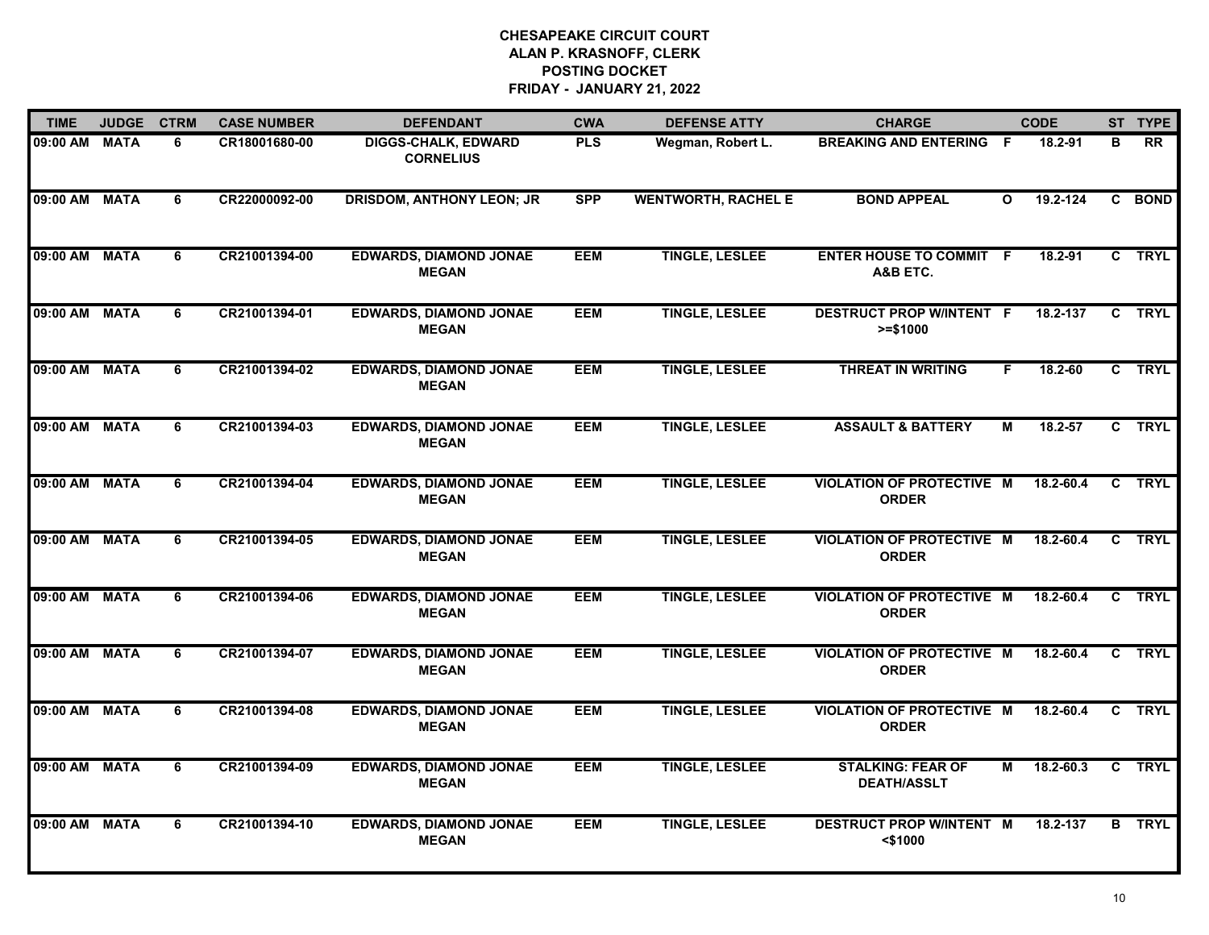**CHESAPEAKE CIRCUIT COURT**
**ALAN P. KRASNOFF, CLERK**
**POSTING DOCKET**
**FRIDAY - JANUARY 21, 2022**

| TIME | JUDGE | CTRM | CASE NUMBER | DEFENDANT | CWA | DEFENSE ATTY | CHARGE | | CODE | ST | TYPE |
|---|---|---|---|---|---|---|---|---|---|---|---|
| 09:00 AM | MATA | 6 | CR18001680-00 | DIGGS-CHALK, EDWARD CORNELIUS | PLS | Wegman, Robert L. | BREAKING AND ENTERING | F | 18.2-91 | B | RR |
| 09:00 AM | MATA | 6 | CR22000092-00 | DRISDOM, ANTHONY LEON; JR | SPP | WENTWORTH, RACHEL E | BOND APPEAL | O | 19.2-124 | C | BOND |
| 09:00 AM | MATA | 6 | CR21001394-00 | EDWARDS, DIAMOND JONAE MEGAN | EEM | TINGLE, LESLEE | ENTER HOUSE TO COMMIT A&B ETC. | F | 18.2-91 | C | TRYL |
| 09:00 AM | MATA | 6 | CR21001394-01 | EDWARDS, DIAMOND JONAE MEGAN | EEM | TINGLE, LESLEE | DESTRUCT PROP W/INTENT >=$1000 | F | 18.2-137 | C | TRYL |
| 09:00 AM | MATA | 6 | CR21001394-02 | EDWARDS, DIAMOND JONAE MEGAN | EEM | TINGLE, LESLEE | THREAT IN WRITING | F | 18.2-60 | C | TRYL |
| 09:00 AM | MATA | 6 | CR21001394-03 | EDWARDS, DIAMOND JONAE MEGAN | EEM | TINGLE, LESLEE | ASSAULT & BATTERY | M | 18.2-57 | C | TRYL |
| 09:00 AM | MATA | 6 | CR21001394-04 | EDWARDS, DIAMOND JONAE MEGAN | EEM | TINGLE, LESLEE | VIOLATION OF PROTECTIVE ORDER | M | 18.2-60.4 | C | TRYL |
| 09:00 AM | MATA | 6 | CR21001394-05 | EDWARDS, DIAMOND JONAE MEGAN | EEM | TINGLE, LESLEE | VIOLATION OF PROTECTIVE ORDER | M | 18.2-60.4 | C | TRYL |
| 09:00 AM | MATA | 6 | CR21001394-06 | EDWARDS, DIAMOND JONAE MEGAN | EEM | TINGLE, LESLEE | VIOLATION OF PROTECTIVE ORDER | M | 18.2-60.4 | C | TRYL |
| 09:00 AM | MATA | 6 | CR21001394-07 | EDWARDS, DIAMOND JONAE MEGAN | EEM | TINGLE, LESLEE | VIOLATION OF PROTECTIVE ORDER | M | 18.2-60.4 | C | TRYL |
| 09:00 AM | MATA | 6 | CR21001394-08 | EDWARDS, DIAMOND JONAE MEGAN | EEM | TINGLE, LESLEE | VIOLATION OF PROTECTIVE ORDER | M | 18.2-60.4 | C | TRYL |
| 09:00 AM | MATA | 6 | CR21001394-09 | EDWARDS, DIAMOND JONAE MEGAN | EEM | TINGLE, LESLEE | STALKING: FEAR OF DEATH/ASSLT | M | 18.2-60.3 | C | TRYL |
| 09:00 AM | MATA | 6 | CR21001394-10 | EDWARDS, DIAMOND JONAE MEGAN | EEM | TINGLE, LESLEE | DESTRUCT PROP W/INTENT <$1000 | M | 18.2-137 | B | TRYL |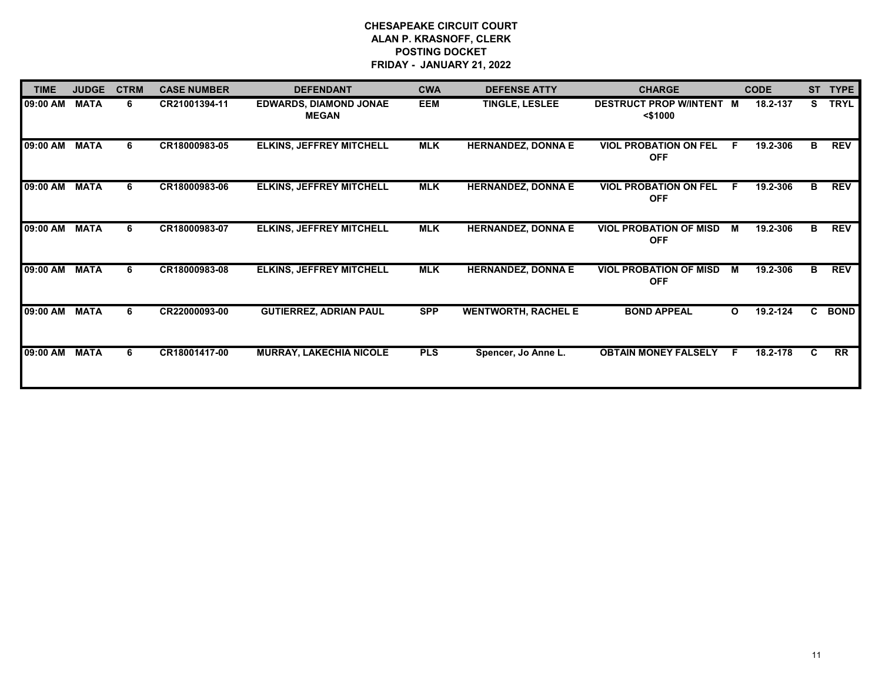# CHESAPEAKE CIRCUIT COURT
## ALAN P. KRASNOFF, CLERK
## POSTING DOCKET
## FRIDAY - JANUARY 21, 2022

| TIME | JUDGE | CTRM | CASE NUMBER | DEFENDANT | CWA | DEFENSE ATTY | CHARGE | | CODE | ST | TYPE |
|---|---|---|---|---|---|---|---|---|---|---|---|
| 09:00 AM | MATA | 6 | CR21001394-11 | EDWARDS, DIAMOND JONAE MEGAN | EEM | TINGLE, LESLEE | DESTRUCT PROP W/INTENT <$1000 | M | 18.2-137 | S | TRYL |
| 09:00 AM | MATA | 6 | CR18000983-05 | ELKINS, JEFFREY MITCHELL | MLK | HERNANDEZ, DONNA E | VIOL PROBATION ON FEL OFF | F | 19.2-306 | B | REV |
| 09:00 AM | MATA | 6 | CR18000983-06 | ELKINS, JEFFREY MITCHELL | MLK | HERNANDEZ, DONNA E | VIOL PROBATION ON FEL OFF | F | 19.2-306 | B | REV |
| 09:00 AM | MATA | 6 | CR18000983-07 | ELKINS, JEFFREY MITCHELL | MLK | HERNANDEZ, DONNA E | VIOL PROBATION OF MISD OFF | M | 19.2-306 | B | REV |
| 09:00 AM | MATA | 6 | CR18000983-08 | ELKINS, JEFFREY MITCHELL | MLK | HERNANDEZ, DONNA E | VIOL PROBATION OF MISD OFF | M | 19.2-306 | B | REV |
| 09:00 AM | MATA | 6 | CR22000093-00 | GUTIERREZ, ADRIAN PAUL | SPP | WENTWORTH, RACHEL E | BOND APPEAL | O | 19.2-124 | C | BOND |
| 09:00 AM | MATA | 6 | CR18001417-00 | MURRAY, LAKECHIA NICOLE | PLS | Spencer, Jo Anne L. | OBTAIN MONEY FALSELY | F | 18.2-178 | C | RR |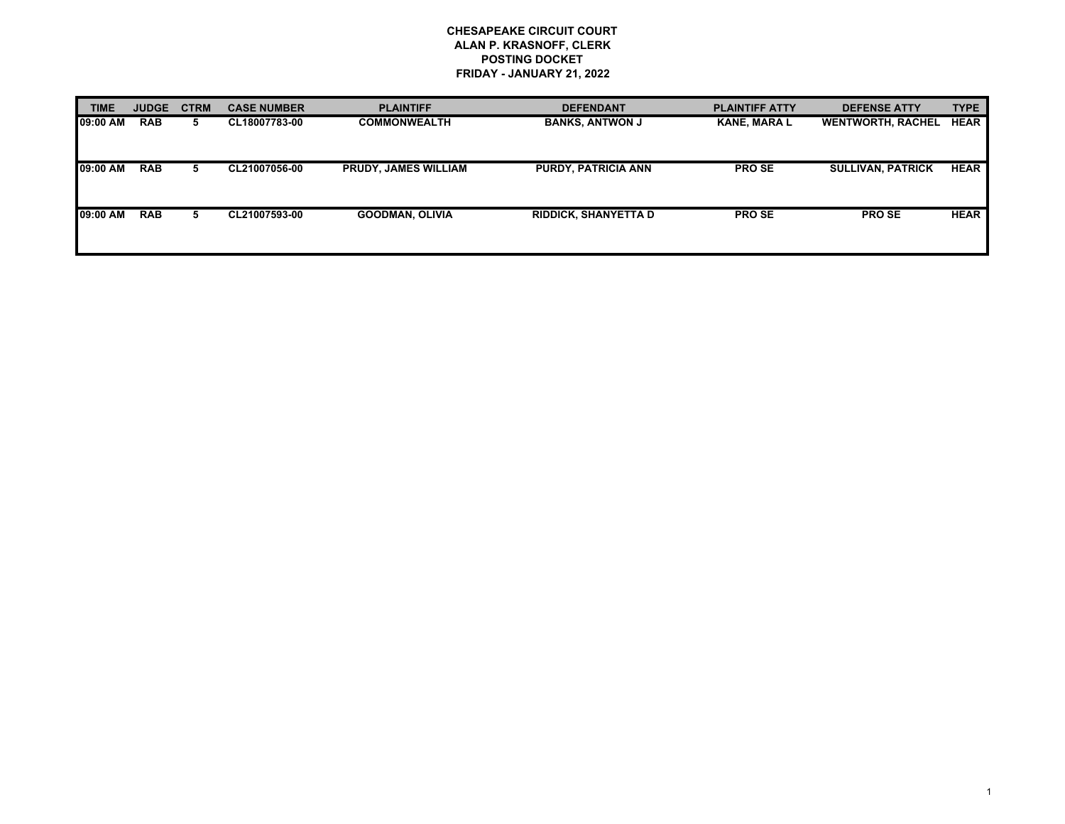**CHESAPEAKE CIRCUIT COURT**
**ALAN P. KRASNOFF, CLERK**
**POSTING DOCKET**
**FRIDAY - JANUARY 21, 2022**

| TIME | JUDGE | CTRM | CASE NUMBER | PLAINTIFF | DEFENDANT | PLAINTIFF ATTY | DEFENSE ATTY | TYPE |
|---|---|---|---|---|---|---|---|---|
| 09:00 AM | RAB | 5 | CL18007783-00 | COMMONWEALTH | BANKS, ANTWON J | KANE, MARA L | WENTWORTH, RACHEL | HEAR |
| 09:00 AM | RAB | 5 | CL21007056-00 | PRUDY, JAMES WILLIAM | PURDY, PATRICIA ANN | PRO SE | SULLIVAN, PATRICK | HEAR |
| 09:00 AM | RAB | 5 | CL21007593-00 | GOODMAN, OLIVIA | RIDDICK, SHANYETTA D | PRO SE | PRO SE | HEAR |